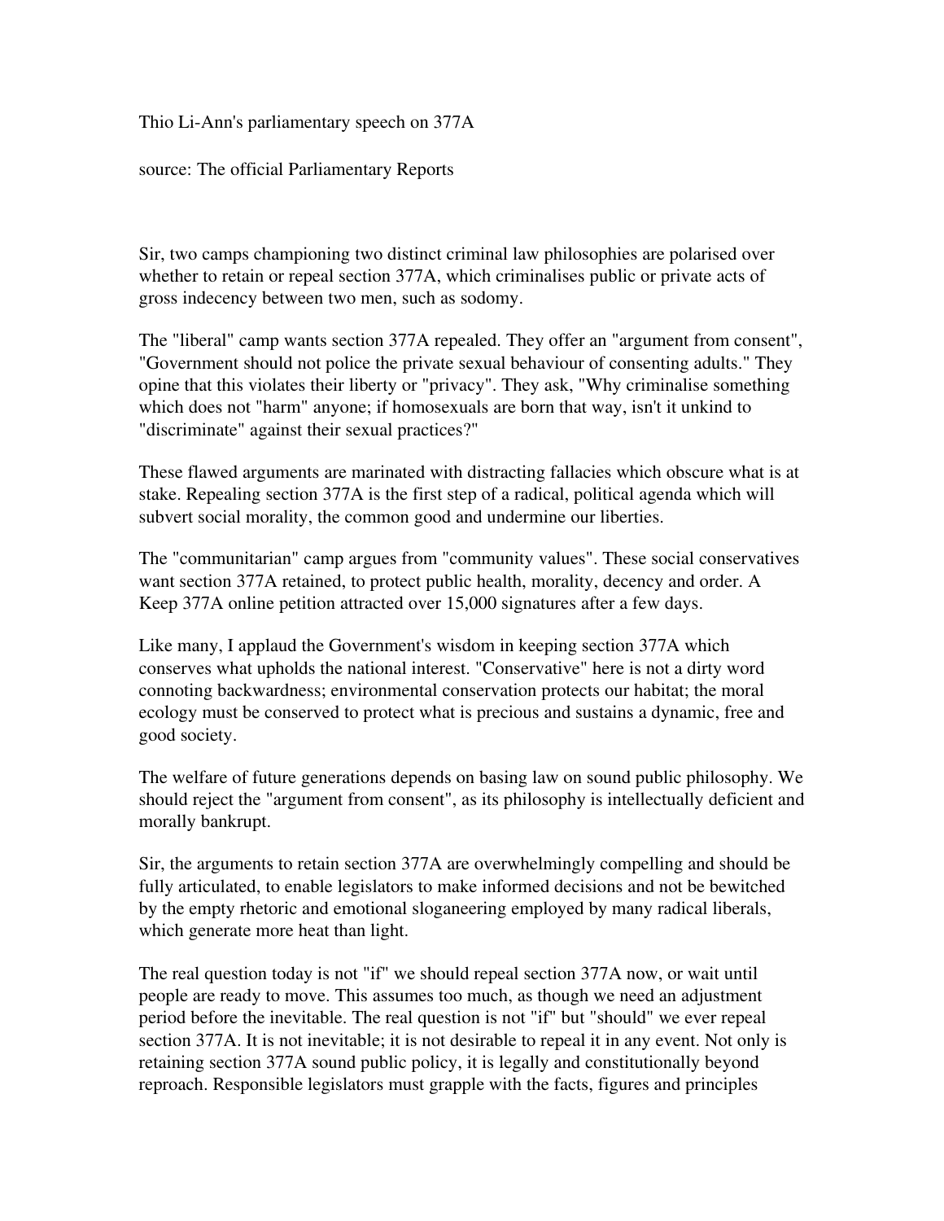Thio Li-Ann's parliamentary speech on 377A

source: The official Parliamentary Reports

Sir, two camps championing two distinct criminal law philosophies are polarised over whether to retain or repeal section 377A, which criminalises public or private acts of gross indecency between two men, such as sodomy.

The "liberal" camp wants section 377A repealed. They offer an "argument from consent", "Government should not police the private sexual behaviour of consenting adults." They opine that this violates their liberty or "privacy". They ask, "Why criminalise something which does not "harm" anyone; if homosexuals are born that way, isn't it unkind to "discriminate" against their sexual practices?"

These flawed arguments are marinated with distracting fallacies which obscure what is at stake. Repealing section 377A is the first step of a radical, political agenda which will subvert social morality, the common good and undermine our liberties.

The "communitarian" camp argues from "community values". These social conservatives want section 377A retained, to protect public health, morality, decency and order. A Keep 377A online petition attracted over 15,000 signatures after a few days.

Like many, I applaud the Government's wisdom in keeping section 377A which conserves what upholds the national interest. "Conservative" here is not a dirty word connoting backwardness; environmental conservation protects our habitat; the moral ecology must be conserved to protect what is precious and sustains a dynamic, free and good society.

The welfare of future generations depends on basing law on sound public philosophy. We should reject the "argument from consent", as its philosophy is intellectually deficient and morally bankrupt.

Sir, the arguments to retain section 377A are overwhelmingly compelling and should be fully articulated, to enable legislators to make informed decisions and not be bewitched by the empty rhetoric and emotional sloganeering employed by many radical liberals, which generate more heat than light.

The real question today is not "if" we should repeal section 377A now, or wait until people are ready to move. This assumes too much, as though we need an adjustment period before the inevitable. The real question is not "if" but "should" we ever repeal section 377A. It is not inevitable; it is not desirable to repeal it in any event. Not only is retaining section 377A sound public policy, it is legally and constitutionally beyond reproach. Responsible legislators must grapple with the facts, figures and principles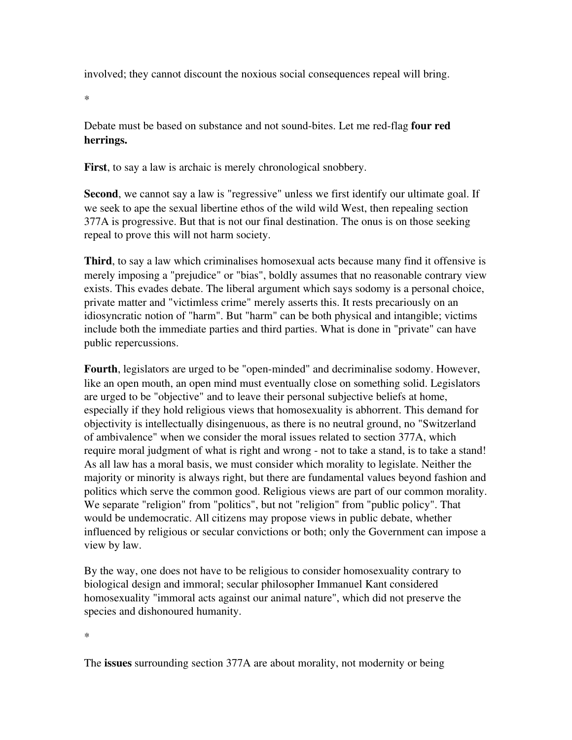involved; they cannot discount the noxious social consequences repeal will bring.

*

Debate must be based on substance and not sound-bites. Let me red-flag **four red herrings.**

**First**, to say a law is archaic is merely chronological snobbery.

**Second**, we cannot say a law is "regressive" unless we first identify our ultimate goal. If we seek to ape the sexual libertine ethos of the wild wild West, then repealing section 377A is progressive. But that is not our final destination. The onus is on those seeking repeal to prove this will not harm society.

**Third**, to say a law which criminalises homosexual acts because many find it offensive is merely imposing a "prejudice" or "bias", boldly assumes that no reasonable contrary view exists. This evades debate. The liberal argument which says sodomy is a personal choice, private matter and "victimless crime" merely asserts this. It rests precariously on an idiosyncratic notion of "harm". But "harm" can be both physical and intangible; victims include both the immediate parties and third parties. What is done in "private" can have public repercussions.

**Fourth**, legislators are urged to be "open-minded" and decriminalise sodomy. However, like an open mouth, an open mind must eventually close on something solid. Legislators are urged to be "objective" and to leave their personal subjective beliefs at home, especially if they hold religious views that homosexuality is abhorrent. This demand for objectivity is intellectually disingenuous, as there is no neutral ground, no "Switzerland of ambivalence" when we consider the moral issues related to section 377A, which require moral judgment of what is right and wrong - not to take a stand, is to take a stand! As all law has a moral basis, we must consider which morality to legislate. Neither the majority or minority is always right, but there are fundamental values beyond fashion and politics which serve the common good. Religious views are part of our common morality. We separate "religion" from "politics", but not "religion" from "public policy". That would be undemocratic. All citizens may propose views in public debate, whether influenced by religious or secular convictions or both; only the Government can impose a view by law.

By the way, one does not have to be religious to consider homosexuality contrary to biological design and immoral; secular philosopher Immanuel Kant considered homosexuality "immoral acts against our animal nature", which did not preserve the species and dishonoured humanity.

*

The **issues** surrounding section 377A are about morality, not modernity or being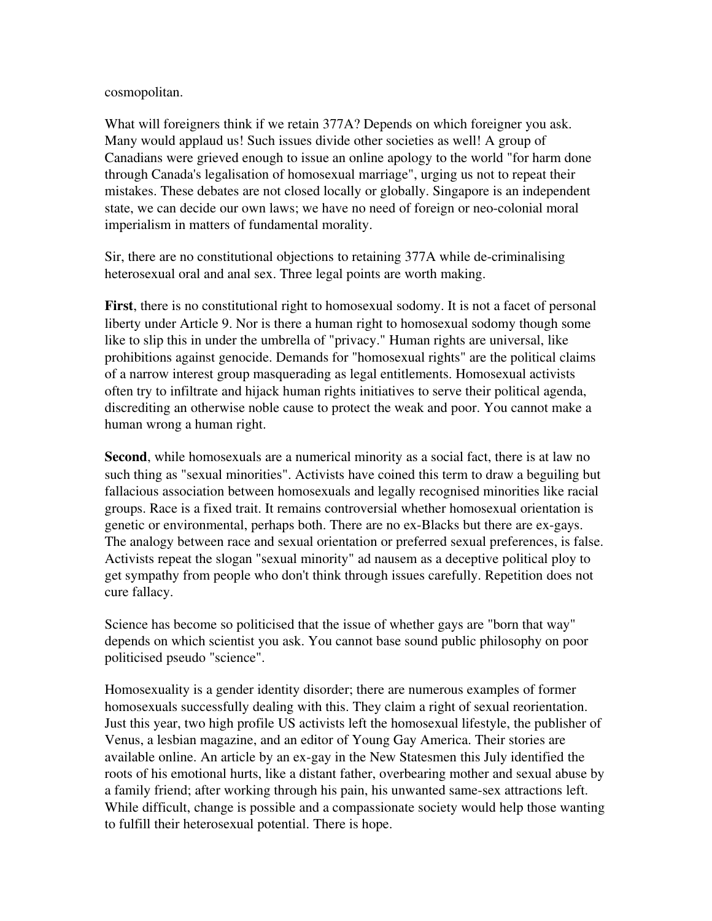cosmopolitan.

What will foreigners think if we retain 377A? Depends on which foreigner you ask. Many would applaud us! Such issues divide other societies as well! A group of Canadians were grieved enough to issue an online apology to the world "for harm done through Canada's legalisation of homosexual marriage", urging us not to repeat their mistakes. These debates are not closed locally or globally. Singapore is an independent state, we can decide our own laws; we have no need of foreign or neo-colonial moral imperialism in matters of fundamental morality.

Sir, there are no constitutional objections to retaining 377A while de-criminalising heterosexual oral and anal sex. Three legal points are worth making.

**First**, there is no constitutional right to homosexual sodomy. It is not a facet of personal liberty under Article 9. Nor is there a human right to homosexual sodomy though some like to slip this in under the umbrella of "privacy." Human rights are universal, like prohibitions against genocide. Demands for "homosexual rights" are the political claims of a narrow interest group masquerading as legal entitlements. Homosexual activists often try to infiltrate and hijack human rights initiatives to serve their political agenda, discrediting an otherwise noble cause to protect the weak and poor. You cannot make a human wrong a human right.

**Second**, while homosexuals are a numerical minority as a social fact, there is at law no such thing as "sexual minorities". Activists have coined this term to draw a beguiling but fallacious association between homosexuals and legally recognised minorities like racial groups. Race is a fixed trait. It remains controversial whether homosexual orientation is genetic or environmental, perhaps both. There are no ex-Blacks but there are ex-gays. The analogy between race and sexual orientation or preferred sexual preferences, is false. Activists repeat the slogan "sexual minority" ad nausem as a deceptive political ploy to get sympathy from people who don't think through issues carefully. Repetition does not cure fallacy.

Science has become so politicised that the issue of whether gays are "born that way" depends on which scientist you ask. You cannot base sound public philosophy on poor politicised pseudo "science".

Homosexuality is a gender identity disorder; there are numerous examples of former homosexuals successfully dealing with this. They claim a right of sexual reorientation. Just this year, two high profile US activists left the homosexual lifestyle, the publisher of Venus, a lesbian magazine, and an editor of Young Gay America. Their stories are available online. An article by an ex-gay in the New Statesmen this July identified the roots of his emotional hurts, like a distant father, overbearing mother and sexual abuse by a family friend; after working through his pain, his unwanted same-sex attractions left. While difficult, change is possible and a compassionate society would help those wanting to fulfill their heterosexual potential. There is hope.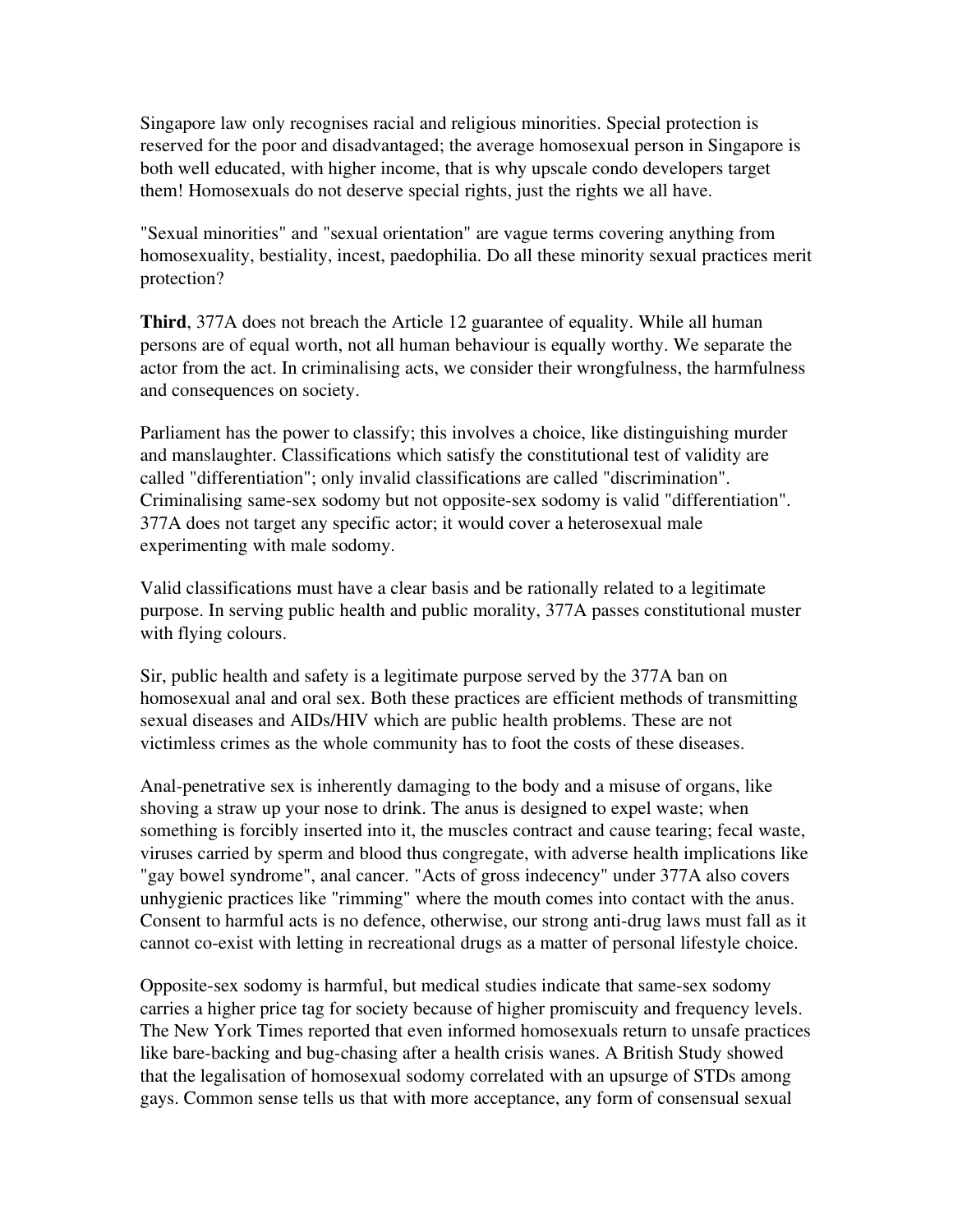Singapore law only recognises racial and religious minorities. Special protection is reserved for the poor and disadvantaged; the average homosexual person in Singapore is both well educated, with higher income, that is why upscale condo developers target them! Homosexuals do not deserve special rights, just the rights we all have.

"Sexual minorities" and "sexual orientation" are vague terms covering anything from homosexuality, bestiality, incest, paedophilia. Do all these minority sexual practices merit protection?

**Third**, 377A does not breach the Article 12 guarantee of equality. While all human persons are of equal worth, not all human behaviour is equally worthy. We separate the actor from the act. In criminalising acts, we consider their wrongfulness, the harmfulness and consequences on society.

Parliament has the power to classify; this involves a choice, like distinguishing murder and manslaughter. Classifications which satisfy the constitutional test of validity are called "differentiation"; only invalid classifications are called "discrimination". Criminalising same-sex sodomy but not opposite-sex sodomy is valid "differentiation". 377A does not target any specific actor; it would cover a heterosexual male experimenting with male sodomy.

Valid classifications must have a clear basis and be rationally related to a legitimate purpose. In serving public health and public morality, 377A passes constitutional muster with flying colours.

Sir, public health and safety is a legitimate purpose served by the 377A ban on homosexual anal and oral sex. Both these practices are efficient methods of transmitting sexual diseases and AIDs/HIV which are public health problems. These are not victimless crimes as the whole community has to foot the costs of these diseases.

Anal-penetrative sex is inherently damaging to the body and a misuse of organs, like shoving a straw up your nose to drink. The anus is designed to expel waste; when something is forcibly inserted into it, the muscles contract and cause tearing; fecal waste, viruses carried by sperm and blood thus congregate, with adverse health implications like "gay bowel syndrome", anal cancer. "Acts of gross indecency" under 377A also covers unhygienic practices like "rimming" where the mouth comes into contact with the anus. Consent to harmful acts is no defence, otherwise, our strong anti-drug laws must fall as it cannot co-exist with letting in recreational drugs as a matter of personal lifestyle choice.

Opposite-sex sodomy is harmful, but medical studies indicate that same-sex sodomy carries a higher price tag for society because of higher promiscuity and frequency levels. The New York Times reported that even informed homosexuals return to unsafe practices like bare-backing and bug-chasing after a health crisis wanes. A British Study showed that the legalisation of homosexual sodomy correlated with an upsurge of STDs among gays. Common sense tells us that with more acceptance, any form of consensual sexual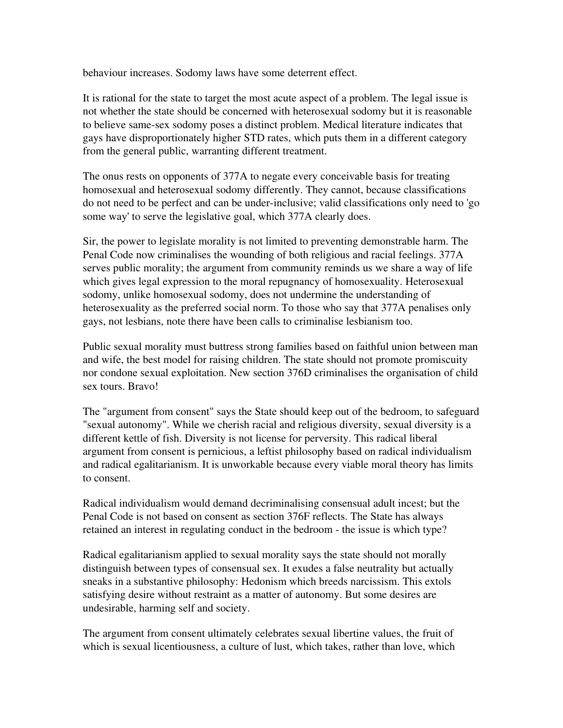behaviour increases. Sodomy laws have some deterrent effect.

It is rational for the state to target the most acute aspect of a problem. The legal issue is not whether the state should be concerned with heterosexual sodomy but it is reasonable to believe same-sex sodomy poses a distinct problem. Medical literature indicates that gays have disproportionately higher STD rates, which puts them in a different category from the general public, warranting different treatment.

The onus rests on opponents of 377A to negate every conceivable basis for treating homosexual and heterosexual sodomy differently. They cannot, because classifications do not need to be perfect and can be under-inclusive; valid classifications only need to 'go some way' to serve the legislative goal, which 377A clearly does.

Sir, the power to legislate morality is not limited to preventing demonstrable harm. The Penal Code now criminalises the wounding of both religious and racial feelings. 377A serves public morality; the argument from community reminds us we share a way of life which gives legal expression to the moral repugnancy of homosexuality. Heterosexual sodomy, unlike homosexual sodomy, does not undermine the understanding of heterosexuality as the preferred social norm. To those who say that 377A penalises only gays, not lesbians, note there have been calls to criminalise lesbianism too.

Public sexual morality must buttress strong families based on faithful union between man and wife, the best model for raising children. The state should not promote promiscuity nor condone sexual exploitation. New section 376D criminalises the organisation of child sex tours. Bravo!

The "argument from consent" says the State should keep out of the bedroom, to safeguard "sexual autonomy". While we cherish racial and religious diversity, sexual diversity is a different kettle of fish. Diversity is not license for perversity. This radical liberal argument from consent is pernicious, a leftist philosophy based on radical individualism and radical egalitarianism. It is unworkable because every viable moral theory has limits to consent.

Radical individualism would demand decriminalising consensual adult incest; but the Penal Code is not based on consent as section 376F reflects. The State has always retained an interest in regulating conduct in the bedroom - the issue is which type?

Radical egalitarianism applied to sexual morality says the state should not morally distinguish between types of consensual sex. It exudes a false neutrality but actually sneaks in a substantive philosophy: Hedonism which breeds narcissism. This extols satisfying desire without restraint as a matter of autonomy. But some desires are undesirable, harming self and society.

The argument from consent ultimately celebrates sexual libertine values, the fruit of which is sexual licentiousness, a culture of lust, which takes, rather than love, which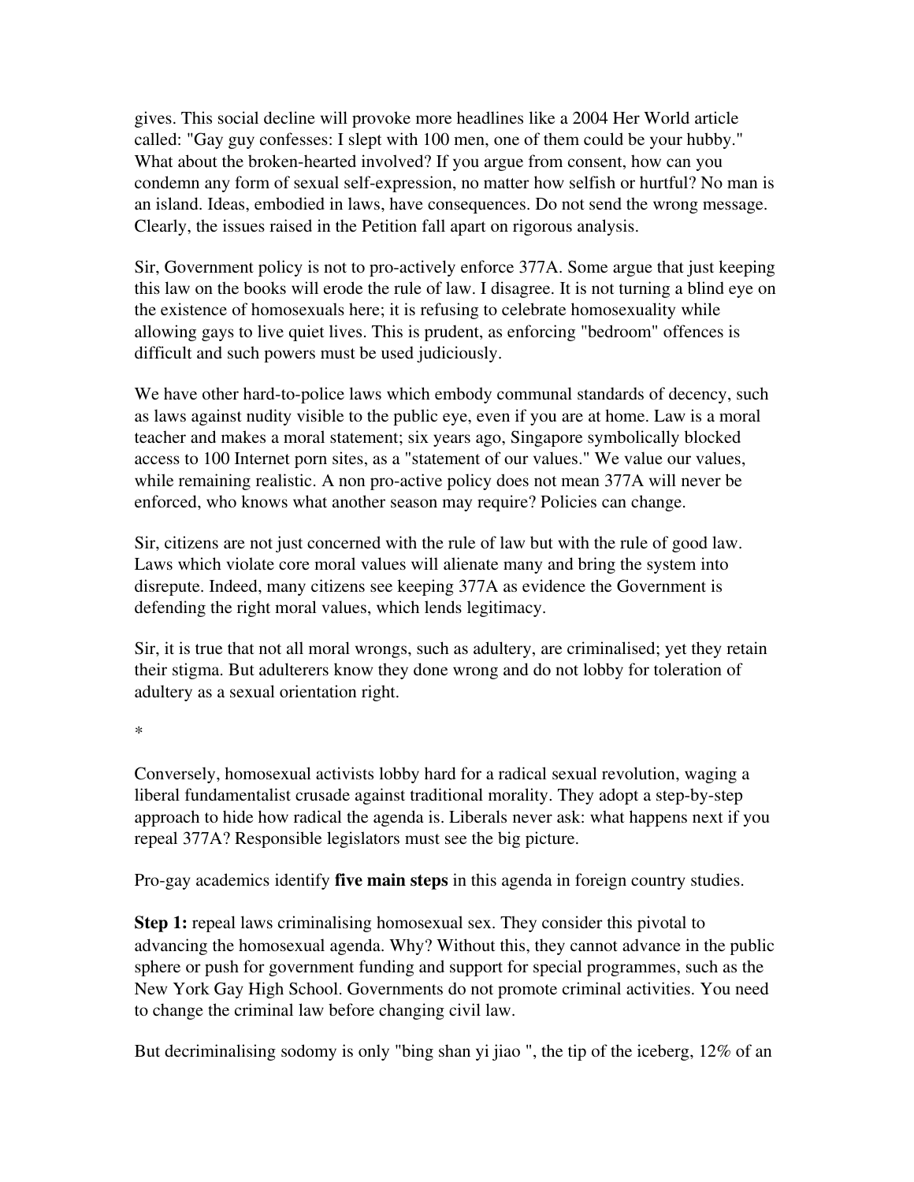gives. This social decline will provoke more headlines like a 2004 Her World article called: "Gay guy confesses: I slept with 100 men, one of them could be your hubby." What about the broken-hearted involved? If you argue from consent, how can you condemn any form of sexual self-expression, no matter how selfish or hurtful? No man is an island. Ideas, embodied in laws, have consequences. Do not send the wrong message. Clearly, the issues raised in the Petition fall apart on rigorous analysis.

Sir, Government policy is not to pro-actively enforce 377A. Some argue that just keeping this law on the books will erode the rule of law. I disagree. It is not turning a blind eye on the existence of homosexuals here; it is refusing to celebrate homosexuality while allowing gays to live quiet lives. This is prudent, as enforcing "bedroom" offences is difficult and such powers must be used judiciously.

We have other hard-to-police laws which embody communal standards of decency, such as laws against nudity visible to the public eye, even if you are at home. Law is a moral teacher and makes a moral statement; six years ago, Singapore symbolically blocked access to 100 Internet porn sites, as a "statement of our values." We value our values, while remaining realistic. A non pro-active policy does not mean 377A will never be enforced, who knows what another season may require? Policies can change.

Sir, citizens are not just concerned with the rule of law but with the rule of good law. Laws which violate core moral values will alienate many and bring the system into disrepute. Indeed, many citizens see keeping 377A as evidence the Government is defending the right moral values, which lends legitimacy.

Sir, it is true that not all moral wrongs, such as adultery, are criminalised; yet they retain their stigma. But adulterers know they done wrong and do not lobby for toleration of adultery as a sexual orientation right.

*

Conversely, homosexual activists lobby hard for a radical sexual revolution, waging a liberal fundamentalist crusade against traditional morality. They adopt a step-by-step approach to hide how radical the agenda is. Liberals never ask: what happens next if you repeal 377A? Responsible legislators must see the big picture.

Pro-gay academics identify **five main steps** in this agenda in foreign country studies.

**Step 1:** repeal laws criminalising homosexual sex. They consider this pivotal to advancing the homosexual agenda. Why? Without this, they cannot advance in the public sphere or push for government funding and support for special programmes, such as the New York Gay High School. Governments do not promote criminal activities. You need to change the criminal law before changing civil law.

But decriminalising sodomy is only "bing shan yi jiao ", the tip of the iceberg, 12% of an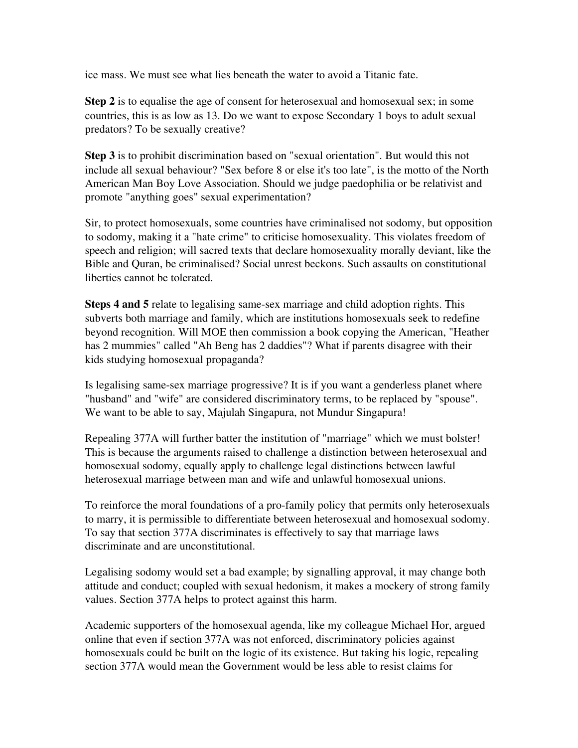ice mass. We must see what lies beneath the water to avoid a Titanic fate.

**Step 2** is to equalise the age of consent for heterosexual and homosexual sex; in some countries, this is as low as 13. Do we want to expose Secondary 1 boys to adult sexual predators? To be sexually creative?

**Step 3** is to prohibit discrimination based on "sexual orientation". But would this not include all sexual behaviour? "Sex before 8 or else it's too late", is the motto of the North American Man Boy Love Association. Should we judge paedophilia or be relativist and promote "anything goes" sexual experimentation?

Sir, to protect homosexuals, some countries have criminalised not sodomy, but opposition to sodomy, making it a "hate crime" to criticise homosexuality. This violates freedom of speech and religion; will sacred texts that declare homosexuality morally deviant, like the Bible and Quran, be criminalised? Social unrest beckons. Such assaults on constitutional liberties cannot be tolerated.

**Steps 4 and 5** relate to legalising same-sex marriage and child adoption rights. This subverts both marriage and family, which are institutions homosexuals seek to redefine beyond recognition. Will MOE then commission a book copying the American, "Heather has 2 mummies" called "Ah Beng has 2 daddies"? What if parents disagree with their kids studying homosexual propaganda?

Is legalising same-sex marriage progressive? It is if you want a genderless planet where "husband" and "wife" are considered discriminatory terms, to be replaced by "spouse". We want to be able to say, Majulah Singapura, not Mundur Singapura!

Repealing 377A will further batter the institution of "marriage" which we must bolster! This is because the arguments raised to challenge a distinction between heterosexual and homosexual sodomy, equally apply to challenge legal distinctions between lawful heterosexual marriage between man and wife and unlawful homosexual unions.

To reinforce the moral foundations of a pro-family policy that permits only heterosexuals to marry, it is permissible to differentiate between heterosexual and homosexual sodomy. To say that section 377A discriminates is effectively to say that marriage laws discriminate and are unconstitutional.

Legalising sodomy would set a bad example; by signalling approval, it may change both attitude and conduct; coupled with sexual hedonism, it makes a mockery of strong family values. Section 377A helps to protect against this harm.

Academic supporters of the homosexual agenda, like my colleague Michael Hor, argued online that even if section 377A was not enforced, discriminatory policies against homosexuals could be built on the logic of its existence. But taking his logic, repealing section 377A would mean the Government would be less able to resist claims for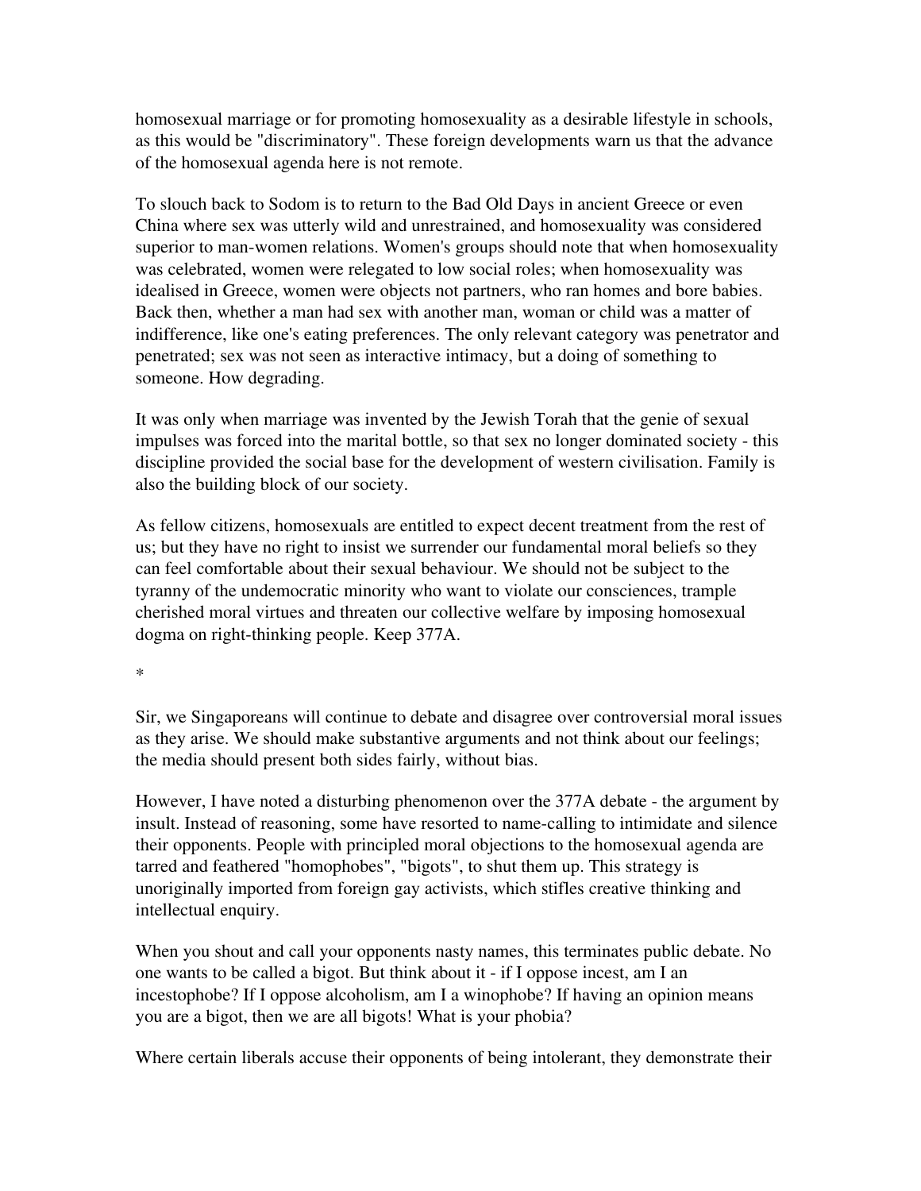homosexual marriage or for promoting homosexuality as a desirable lifestyle in schools, as this would be "discriminatory". These foreign developments warn us that the advance of the homosexual agenda here is not remote.

To slouch back to Sodom is to return to the Bad Old Days in ancient Greece or even China where sex was utterly wild and unrestrained, and homosexuality was considered superior to man-women relations. Women's groups should note that when homosexuality was celebrated, women were relegated to low social roles; when homosexuality was idealised in Greece, women were objects not partners, who ran homes and bore babies. Back then, whether a man had sex with another man, woman or child was a matter of indifference, like one's eating preferences. The only relevant category was penetrator and penetrated; sex was not seen as interactive intimacy, but a doing of something to someone. How degrading.

It was only when marriage was invented by the Jewish Torah that the genie of sexual impulses was forced into the marital bottle, so that sex no longer dominated society - this discipline provided the social base for the development of western civilisation. Family is also the building block of our society.

As fellow citizens, homosexuals are entitled to expect decent treatment from the rest of us; but they have no right to insist we surrender our fundamental moral beliefs so they can feel comfortable about their sexual behaviour. We should not be subject to the tyranny of the undemocratic minority who want to violate our consciences, trample cherished moral virtues and threaten our collective welfare by imposing homosexual dogma on right-thinking people. Keep 377A.

*

Sir, we Singaporeans will continue to debate and disagree over controversial moral issues as they arise. We should make substantive arguments and not think about our feelings; the media should present both sides fairly, without bias.

However, I have noted a disturbing phenomenon over the 377A debate - the argument by insult. Instead of reasoning, some have resorted to name-calling to intimidate and silence their opponents. People with principled moral objections to the homosexual agenda are tarred and feathered "homophobes", "bigots", to shut them up. This strategy is unoriginally imported from foreign gay activists, which stifles creative thinking and intellectual enquiry.

When you shout and call your opponents nasty names, this terminates public debate. No one wants to be called a bigot. But think about it - if I oppose incest, am I an incestophobe? If I oppose alcoholism, am I a winophobe? If having an opinion means you are a bigot, then we are all bigots! What is your phobia?

Where certain liberals accuse their opponents of being intolerant, they demonstrate their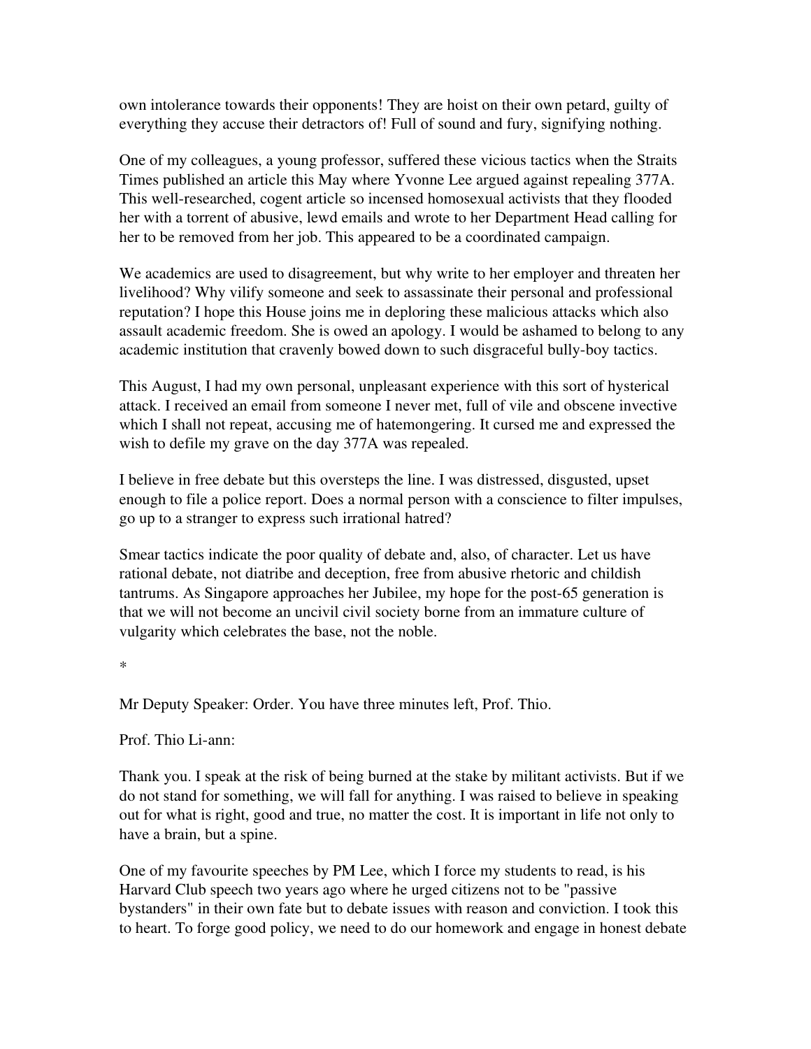own intolerance towards their opponents! They are hoist on their own petard, guilty of everything they accuse their detractors of! Full of sound and fury, signifying nothing.

One of my colleagues, a young professor, suffered these vicious tactics when the Straits Times published an article this May where Yvonne Lee argued against repealing 377A. This well-researched, cogent article so incensed homosexual activists that they flooded her with a torrent of abusive, lewd emails and wrote to her Department Head calling for her to be removed from her job. This appeared to be a coordinated campaign.

We academics are used to disagreement, but why write to her employer and threaten her livelihood? Why vilify someone and seek to assassinate their personal and professional reputation? I hope this House joins me in deploring these malicious attacks which also assault academic freedom. She is owed an apology. I would be ashamed to belong to any academic institution that cravenly bowed down to such disgraceful bully-boy tactics.

This August, I had my own personal, unpleasant experience with this sort of hysterical attack. I received an email from someone I never met, full of vile and obscene invective which I shall not repeat, accusing me of hatemongering. It cursed me and expressed the wish to defile my grave on the day 377A was repealed.

I believe in free debate but this oversteps the line. I was distressed, disgusted, upset enough to file a police report. Does a normal person with a conscience to filter impulses, go up to a stranger to express such irrational hatred?

Smear tactics indicate the poor quality of debate and, also, of character. Let us have rational debate, not diatribe and deception, free from abusive rhetoric and childish tantrums. As Singapore approaches her Jubilee, my hope for the post-65 generation is that we will not become an uncivil civil society borne from an immature culture of vulgarity which celebrates the base, not the noble.

*

Mr Deputy Speaker: Order. You have three minutes left, Prof. Thio.

Prof. Thio Li-ann:

Thank you. I speak at the risk of being burned at the stake by militant activists. But if we do not stand for something, we will fall for anything. I was raised to believe in speaking out for what is right, good and true, no matter the cost. It is important in life not only to have a brain, but a spine.

One of my favourite speeches by PM Lee, which I force my students to read, is his Harvard Club speech two years ago where he urged citizens not to be "passive bystanders" in their own fate but to debate issues with reason and conviction. I took this to heart. To forge good policy, we need to do our homework and engage in honest debate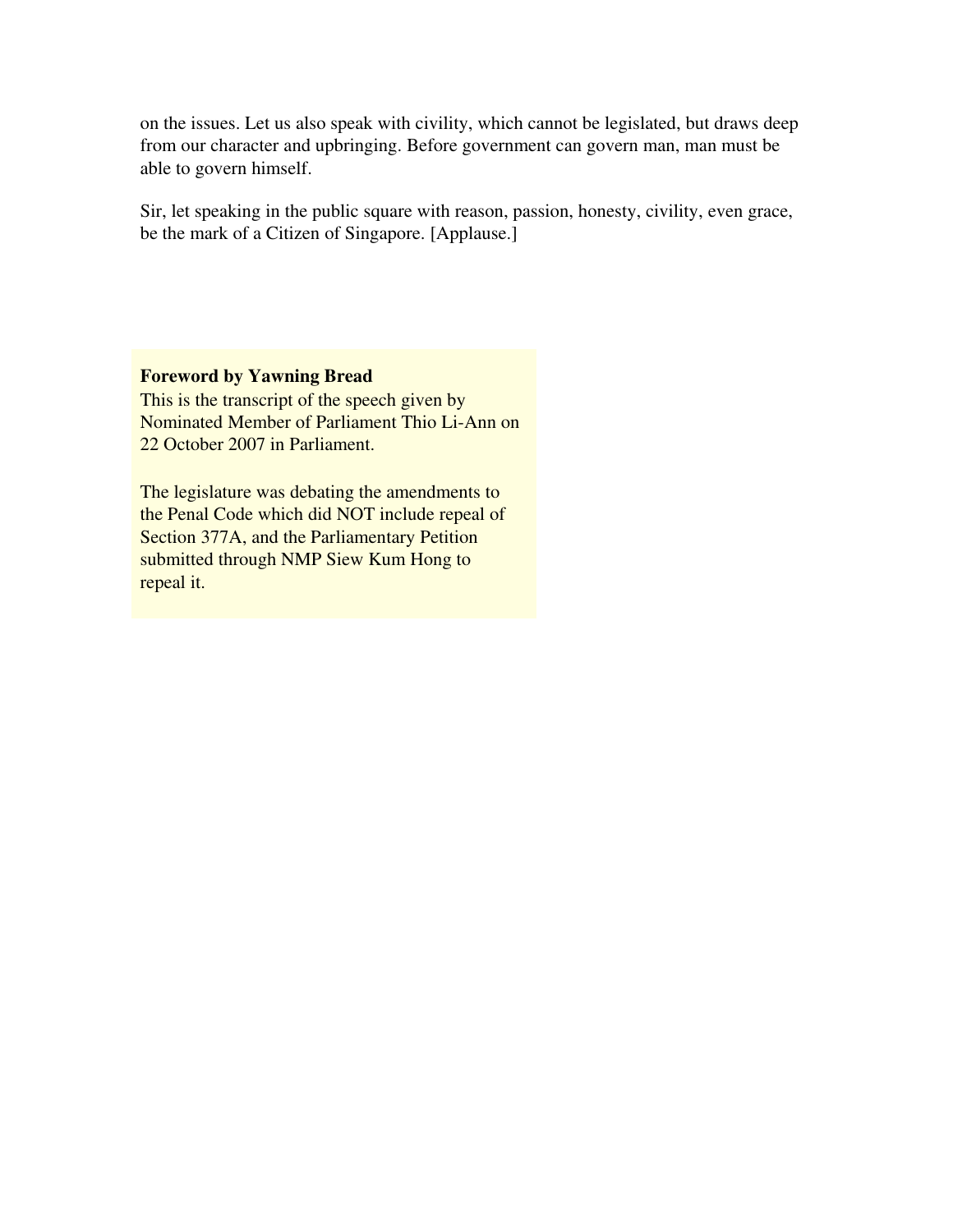on the issues. Let us also speak with civility, which cannot be legislated, but draws deep from our character and upbringing. Before government can govern man, man must be able to govern himself.

Sir, let speaking in the public square with reason, passion, honesty, civility, even grace, be the mark of a Citizen of Singapore. [Applause.]

**Foreword by Yawning Bread**

This is the transcript of the speech given by Nominated Member of Parliament Thio Li-Ann on 22 October 2007 in Parliament.

The legislature was debating the amendments to the Penal Code which did NOT include repeal of Section 377A, and the Parliamentary Petition submitted through NMP Siew Kum Hong to repeal it.